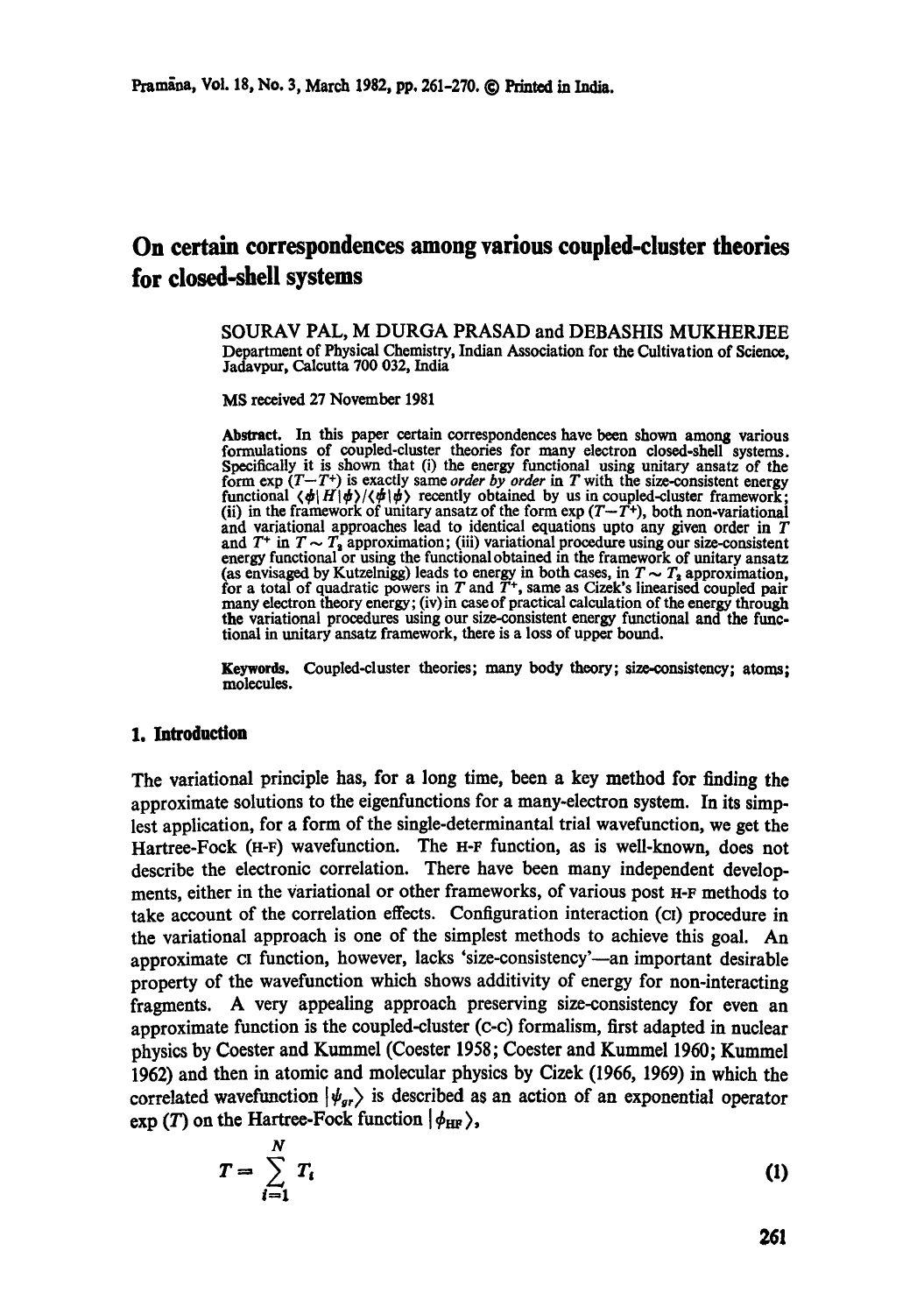# On certain correspondences among various coupled-cluster theories for closed-shell systems

SOURAV PAL, M DURGA PRASAD and DEBASHIS MUKHERJEE
Department of Physical Chemistry, Indian Association for the Cultivation of Science, Jadavpur, Calcutta 700 032, India

MS received 27 November 1981

**Abstract.** In this paper certain correspondences have been shown among various formulations of coupled-cluster theories for many electron closed-shell systems. Specifically it is shown that (i) the energy functional using unitary ansatz of the form $\exp(T-T^{+})$ is exactly same *order by order* in $T$ with the size-consistent energy functional $\langle \phi | H | \phi \rangle / \langle \phi | \phi \rangle$ recently obtained by us in coupled-cluster framework; (ii) in the framework of unitary ansatz of the form $\exp(T-T^{+})$, both non-variational and variational approaches lead to identical equations upto any given order in $T$ and $T^{+}$ in $T \sim T_2$ approximation; (iii) variational procedure using our size-consistent energy functional or using the functional obtained in the framework of unitary ansatz (as envisaged by Kutzelnigg) leads to energy in both cases, in $T \sim T_2$ approximation, for a total of quadratic powers in $T$ and $T^{+}$, same as Cizek's linearised coupled pair many electron theory energy; (iv) in case of practical calculation of the energy through the variational procedures using our size-consistent energy functional and the functional in unitary ansatz framework, there is a loss of upper bound.

**Keywords.** Coupled-cluster theories; many body theory; size-consistency; atoms; molecules.

## 1. Introduction

The variational principle has, for a long time, been a key method for finding the approximate solutions to the eigenfunctions for a many-electron system. In its simplest application, for a form of the single-determinantal trial wavefunction, we get the Hartree-Fock (H-F) wavefunction. The H-F function, as is well-known, does not describe the electronic correlation. There have been many independent developments, either in the variational or other frameworks, of various post H-F methods to take account of the correlation effects. Configuration interaction (CI) procedure in the variational approach is one of the simplest methods to achieve this goal. An approximate CI function, however, lacks 'size-consistency'—an important desirable property of the wavefunction which shows additivity of energy for non-interacting fragments. A very appealing approach preserving size-consistency for even an approximate function is the coupled-cluster (C-C) formalism, first adapted in nuclear physics by Coester and Kummel (Coester 1958; Coester and Kummel 1960; Kummel 1962) and then in atomic and molecular physics by Cizek (1966, 1969) in which the correlated wavefunction $|\psi_{gr}\rangle$ is described as an action of an exponential operator $\exp(T)$ on the Hartree-Fock function $|\phi_{HF}\rangle$,

$$T = \sum_{i=1}^{N} T_i \tag{1}$$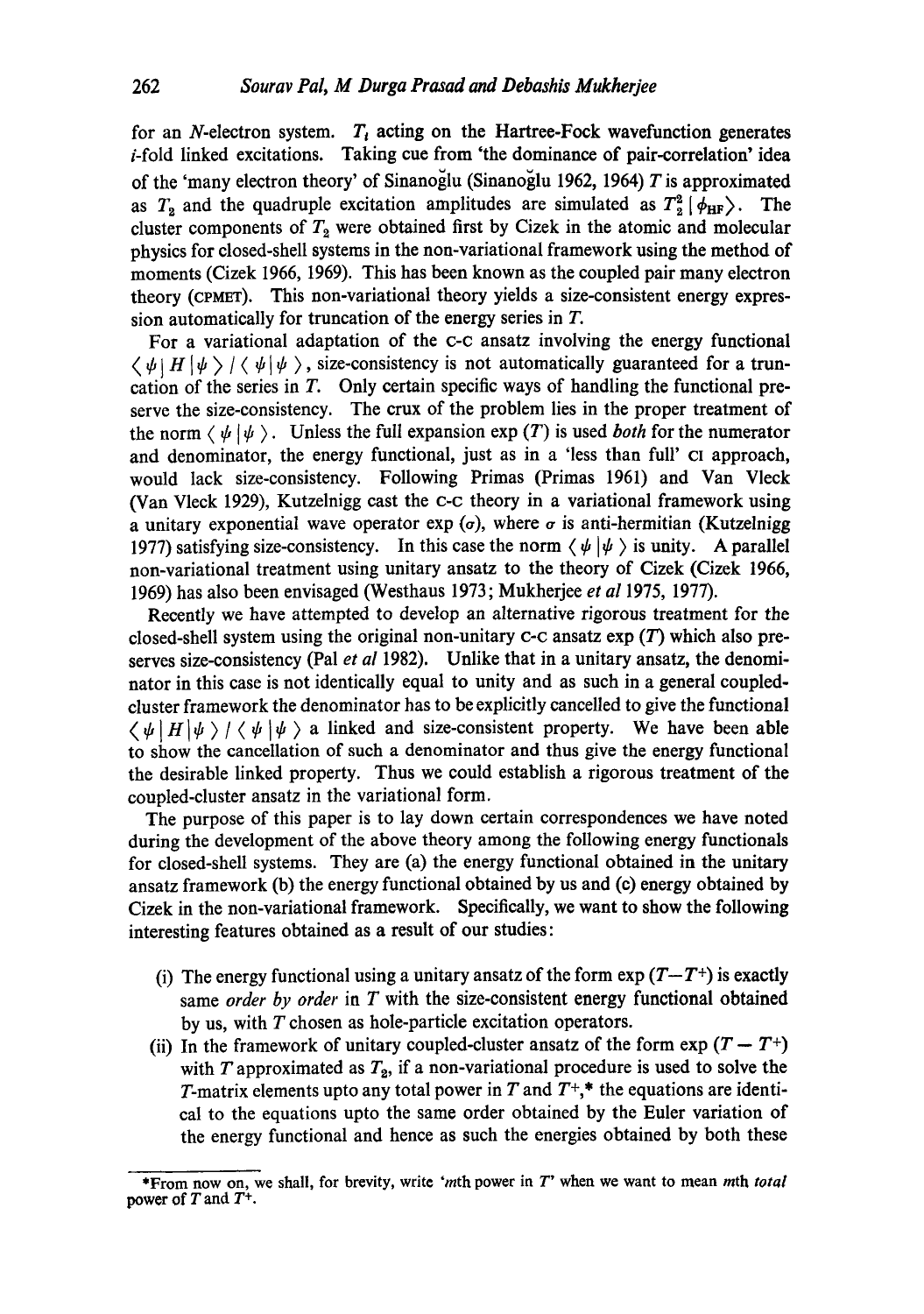for an $N$-electron system. $T_i$ acting on the Hartree-Fock wavefunction generates $i$-fold linked excitations. Taking cue from 'the dominance of pair-correlation' idea of the 'many electron theory' of Sinanoğlu (Sinanoğlu 1962, 1964) $T$ is approximated as $T_2$ and the quadruple excitation amplitudes are simulated as $T_2^2 \,|\, \phi_{\text{HF}} \rangle$. The cluster components of $T_2$ were obtained first by Cizek in the atomic and molecular physics for closed-shell systems in the non-variational framework using the method of moments (Cizek 1966, 1969). This has been known as the coupled pair many electron theory (CPMET). This non-variational theory yields a size-consistent energy expression automatically for truncation of the energy series in $T$.

For a variational adaptation of the C-C ansatz involving the energy functional $\langle \psi | H | \psi \rangle / \langle \psi | \psi \rangle$, size-consistency is not automatically guaranteed for a truncation of the series in $T$. Only certain specific ways of handling the functional preserve the size-consistency. The crux of the problem lies in the proper treatment of the norm $\langle \psi | \psi \rangle$. Unless the full expansion $\exp(T)$ is used *both* for the numerator and denominator, the energy functional, just as in a 'less than full' CI approach, would lack size-consistency. Following Primas (Primas 1961) and Van Vleck (Van Vleck 1929), Kutzelnigg cast the C-C theory in a variational framework using a unitary exponential wave operator $\exp(\sigma)$, where $\sigma$ is anti-hermitian (Kutzelnigg 1977) satisfying size-consistency. In this case the norm $\langle \psi | \psi \rangle$ is unity. A parallel non-variational treatment using unitary ansatz to the theory of Cizek (Cizek 1966, 1969) has also been envisaged (Westhaus 1973; Mukherjee *et al* 1975, 1977).

Recently we have attempted to develop an alternative rigorous treatment for the closed-shell system using the original non-unitary C-C ansatz $\exp(T)$ which also preserves size-consistency (Pal *et al* 1982). Unlike that in a unitary ansatz, the denominator in this case is not identically equal to unity and as such in a general coupled-cluster framework the denominator has to be explicitly cancelled to give the functional $\langle \psi | H | \psi \rangle / \langle \psi | \psi \rangle$ a linked and size-consistent property. We have been able to show the cancellation of such a denominator and thus give the energy functional the desirable linked property. Thus we could establish a rigorous treatment of the coupled-cluster ansatz in the variational form.

The purpose of this paper is to lay down certain correspondences we have noted during the development of the above theory among the following energy functionals for closed-shell systems. They are (a) the energy functional obtained in the unitary ansatz framework (b) the energy functional obtained by us and (c) energy obtained by Cizek in the non-variational framework. Specifically, we want to show the following interesting features obtained as a result of our studies:

(i) The energy functional using a unitary ansatz of the form $\exp(T - T^+)$ is exactly same *order by order* in $T$ with the size-consistent energy functional obtained by us, with $T$ chosen as hole-particle excitation operators.

(ii) In the framework of unitary coupled-cluster ansatz of the form $\exp(T - T^+)$ with $T$ approximated as $T_2$, if a non-variational procedure is used to solve the $T$-matrix elements upto any total power in $T$ and $T^+$,* the equations are identical to the equations upto the same order obtained by the Euler variation of the energy functional and hence as such the energies obtained by both these

*From now on, we shall, for brevity, write '$m$th power in $T$' when we want to mean $m$th *total* power of $T$ and $T^+$.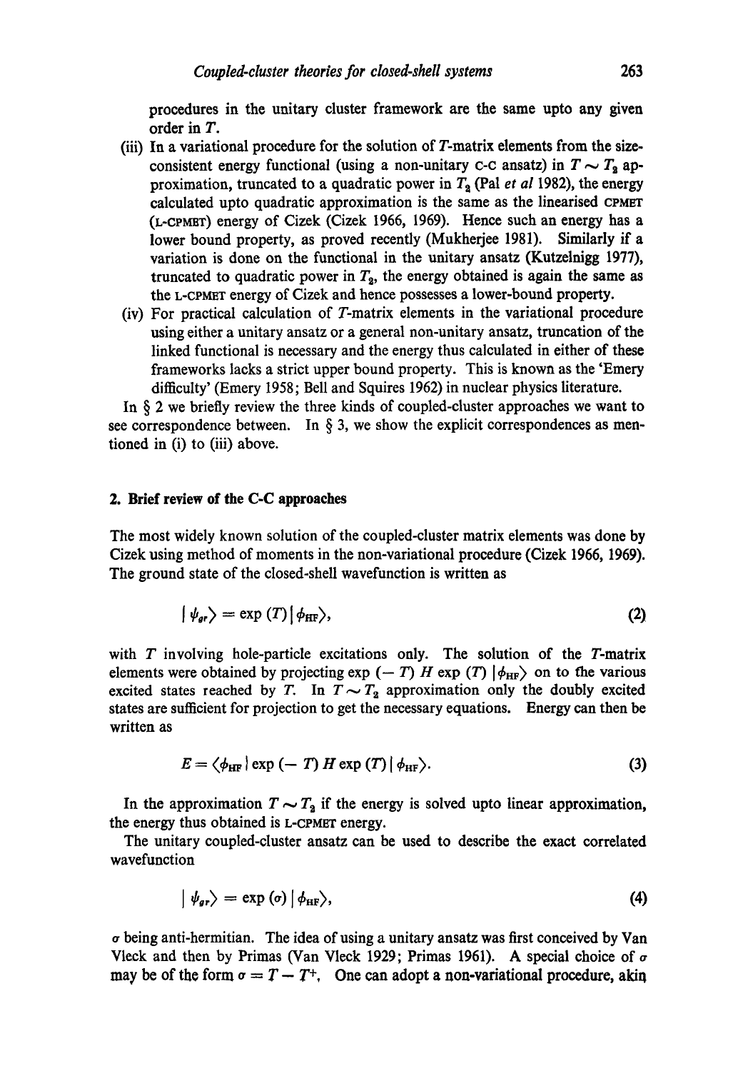procedures in the unitary cluster framework are the same upto any given order in $T$.

(iii) In a variational procedure for the solution of $T$-matrix elements from the size-consistent energy functional (using a non-unitary C-C ansatz) in $T \sim T_2$ approximation, truncated to a quadratic power in $T_2$ (Pal *et al* 1982), the energy calculated upto quadratic approximation is the same as the linearised CPMET (L-CPMET) energy of Cizek (Cizek 1966, 1969). Hence such an energy has a lower bound property, as proved recently (Mukherjee 1981). Similarly if a variation is done on the functional in the unitary ansatz (Kutzelnigg 1977), truncated to quadratic power in $T_2$, the energy obtained is again the same as the L-CPMET energy of Cizek and hence possesses a lower-bound property.

(iv) For practical calculation of $T$-matrix elements in the variational procedure using either a unitary ansatz or a general non-unitary ansatz, truncation of the linked functional is necessary and the energy thus calculated in either of these frameworks lacks a strict upper bound property. This is known as the 'Emery difficulty' (Emery 1958; Bell and Squires 1962) in nuclear physics literature.

In § 2 we briefly review the three kinds of coupled-cluster approaches we want to see correspondence between. In § 3, we show the explicit correspondences as mentioned in (i) to (iii) above.

## 2. Brief review of the C-C approaches

The most widely known solution of the coupled-cluster matrix elements was done by Cizek using method of moments in the non-variational procedure (Cizek 1966, 1969). The ground state of the closed-shell wavefunction is written as

$$| \psi_{gr} \rangle = \exp (T) | \phi_{\text{HF}} \rangle, \tag{2}$$

with $T$ involving hole-particle excitations only. The solution of the $T$-matrix elements were obtained by projecting $\exp(-T) \, H \exp(T) \, | \phi_{\text{HF}} \rangle$ on to the various excited states reached by $T$. In $T \sim T_2$ approximation only the doubly excited states are sufficient for projection to get the necessary equations. Energy can then be written as

$$E = \langle \phi_{\text{HF}} | \exp(-T) \, H \exp(T) \, | \phi_{\text{HF}} \rangle. \tag{3}$$

In the approximation $T \sim T_2$ if the energy is solved upto linear approximation, the energy thus obtained is L-CPMET energy.

The unitary coupled-cluster ansatz can be used to describe the exact correlated wavefunction

$$| \psi_{gr} \rangle = \exp (\sigma) | \phi_{\text{HF}} \rangle, \tag{4}$$

$\sigma$ being anti-hermitian. The idea of using a unitary ansatz was first conceived by Van Vleck and then by Primas (Van Vleck 1929; Primas 1961). A special choice of $\sigma$ may be of the form $\sigma = T - T^{+}$. One can adopt a non-variational procedure, akin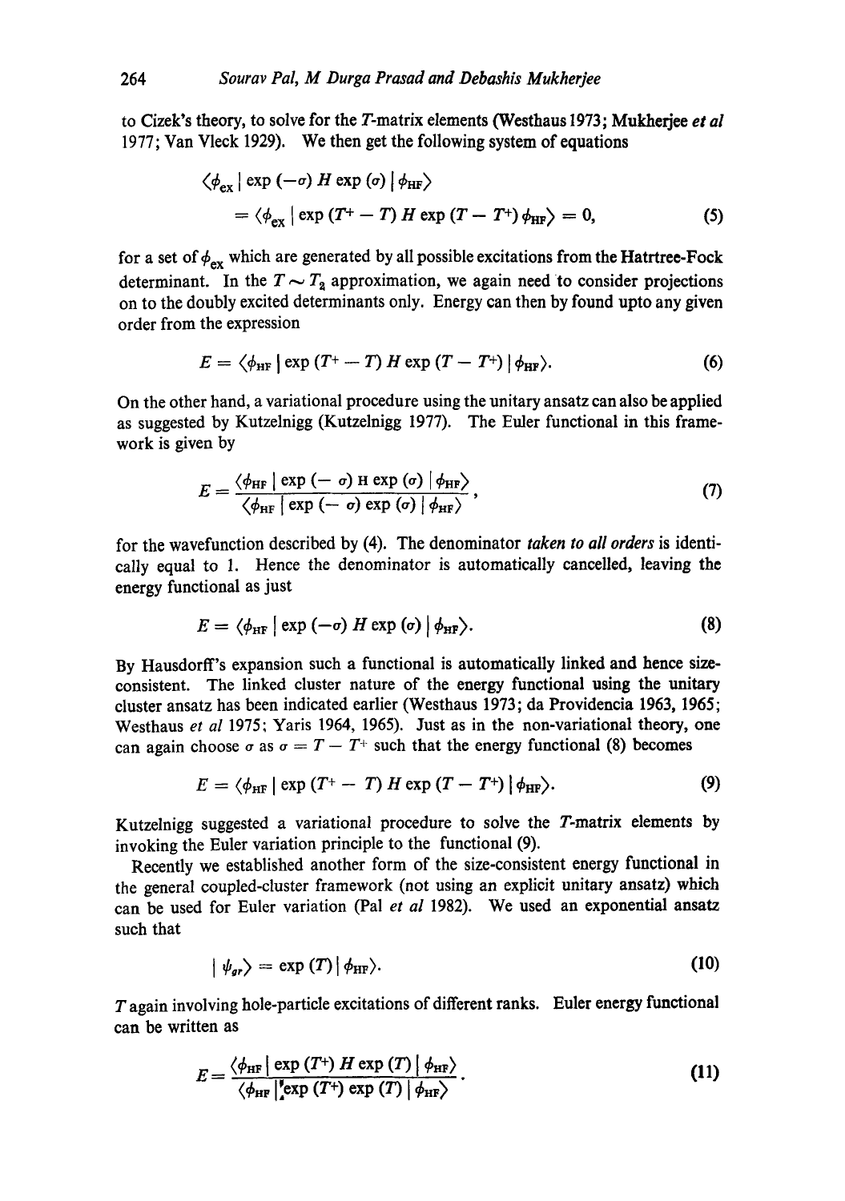to Cizek's theory, to solve for the $T$-matrix elements (Westhaus 1973; Mukherjee *et al* 1977; Van Vleck 1929). We then get the following system of equations

$$\langle \phi_{ex} | \exp(-\sigma) H \exp(\sigma) | \phi_{HF} \rangle = \langle \phi_{ex} | \exp(T^+ - T) H \exp(T - T^+) \phi_{HF} \rangle = 0, \tag{5}$$

for a set of $\phi_{ex}$ which are generated by all possible excitations from the Hatrtree-Fock determinant. In the $T \sim T_2$ approximation, we again need to consider projections on to the doubly excited determinants only. Energy can then by found upto any given order from the expression

$$E = \langle \phi_{HF} | \exp(T^+ - T) H \exp(T - T^+) | \phi_{HF} \rangle. \tag{6}$$

On the other hand, a variational procedure using the unitary ansatz can also be applied as suggested by Kutzelnigg (Kutzelnigg 1977). The Euler functional in this framework is given by

$$E = \frac{\langle \phi_{HF} | \exp(-\sigma) H \exp(\sigma) | \phi_{HF} \rangle}{\langle \phi_{HF} | \exp(-\sigma) \exp(\sigma) | \phi_{HF} \rangle}, \tag{7}$$

for the wavefunction described by (4). The denominator *taken to all orders* is identically equal to 1. Hence the denominator is automatically cancelled, leaving the energy functional as just

$$E = \langle \phi_{HF} | \exp(-\sigma) H \exp(\sigma) | \phi_{HF} \rangle. \tag{8}$$

By Hausdorff's expansion such a functional is automatically linked and hence size-consistent. The linked cluster nature of the energy functional using the unitary cluster ansatz has been indicated earlier (Westhaus 1973; da Providencia 1963, 1965; Westhaus *et al* 1975; Yaris 1964, 1965). Just as in the non-variational theory, one can again choose $\sigma$ as $\sigma = T - T^+$ such that the energy functional (8) becomes

$$E = \langle \phi_{HF} | \exp(T^+ - T) H \exp(T - T^+) | \phi_{HF} \rangle. \tag{9}$$

Kutzelnigg suggested a variational procedure to solve the $T$-matrix elements by invoking the Euler variation principle to the functional (9).

Recently we established another form of the size-consistent energy functional in the general coupled-cluster framework (not using an explicit unitary ansatz) which can be used for Euler variation (Pal *et al* 1982). We used an exponential ansatz such that

$$| \psi_{gr} \rangle = \exp(T) | \phi_{HF} \rangle. \tag{10}$$

$T$ again involving hole-particle excitations of different ranks. Euler energy functional can be written as

$$E = \frac{\langle \phi_{HF} | \exp(T^+) H \exp(T) | \phi_{HF} \rangle}{\langle \phi_{HF} | \exp(T^+) \exp(T) | \phi_{HF} \rangle}. \tag{11}$$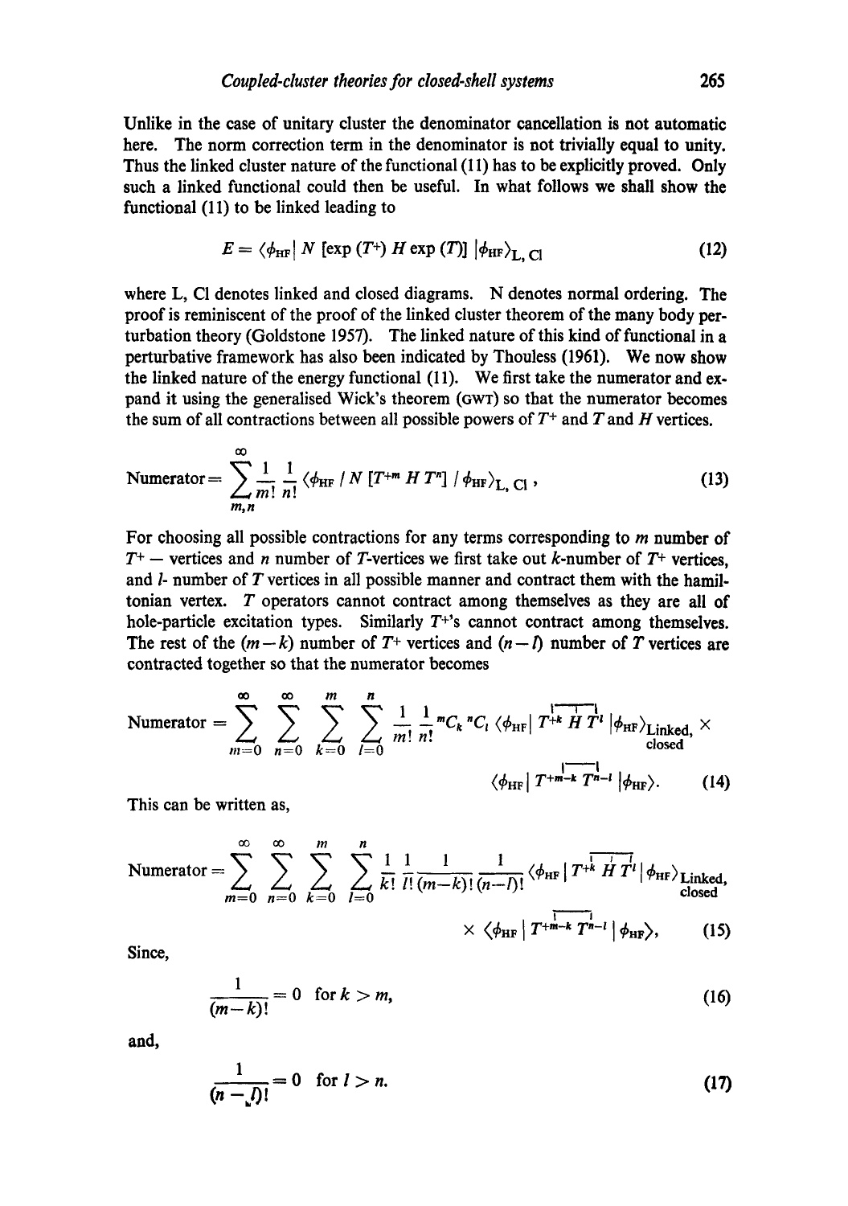Unlike in the case of unitary cluster the denominator cancellation is not automatic here. The norm correction term in the denominator is not trivially equal to unity. Thus the linked cluster nature of the functional (11) has to be explicitly proved. Only such a linked functional could then be useful. In what follows we shall show the functional (11) to be linked leading to

$$E = \langle \phi_{\mathrm{HF}} | \, N \, [\exp (T^{+}) \, H \exp (T)] \, | \phi_{\mathrm{HF}} \rangle_{\mathrm{L, \, Cl}} \tag{12}$$

where L, Cl denotes linked and closed diagrams. N denotes normal ordering. The proof is reminiscent of the proof of the linked cluster theorem of the many body perturbation theory (Goldstone 1957). The linked nature of this kind of functional in a perturbative framework has also been indicated by Thouless (1961). We now show the linked nature of the energy functional (11). We first take the numerator and expand it using the generalised Wick's theorem (GWT) so that the numerator becomes the sum of all contractions between all possible powers of $T^{+}$ and $T$ and $H$ vertices.

$$\text{Numerator} = \sum_{m,n}^{\infty} \frac{1}{m!} \frac{1}{n!} \langle \phi_{\mathrm{HF}} \, / \, N \, [T^{+m} \, H \, T^{n}] \, / \, \phi_{\mathrm{HF}} \rangle_{\mathrm{L, \, Cl}} \, , \tag{13}$$

For choosing all possible contractions for any terms corresponding to $m$ number of $T^{+}$ — vertices and $n$ number of $T$-vertices we first take out $k$-number of $T^{+}$ vertices, and $l$- number of $T$ vertices in all possible manner and contract them with the hamiltonian vertex. $T$ operators cannot contract among themselves as they are all of hole-particle excitation types. Similarly $T^{+}$'s cannot contract among themselves. The rest of the $(m-k)$ number of $T^{+}$ vertices and $(n-l)$ number of $T$ vertices are contracted together so that the numerator becomes

$$\text{Numerator} = \sum_{m=0}^{\infty} \sum_{n=0}^{\infty} \sum_{k=0}^{m} \sum_{l=0}^{n} \frac{1}{m!} \frac{1}{n!} \, {}^{m}C_{k} \, {}^{n}C_{l} \, \langle \phi_{\mathrm{HF}} | \, T^{+k} \, H \, T^{l} \, | \phi_{\mathrm{HF}} \rangle_{\substack{\text{Linked,} \\ \text{closed}}} \times \langle \phi_{\mathrm{HF}} | \, T^{+m-k} \, T^{n-l} \, | \phi_{\mathrm{HF}} \rangle. \tag{14}$$

This can be written as,

$$\text{Numerator} = \sum_{m=0}^{\infty} \sum_{n=0}^{\infty} \sum_{k=0}^{m} \sum_{l=0}^{n} \frac{1}{k!} \frac{1}{l!} \frac{1}{(m-k)!} \frac{1}{(n-l)!} \langle \phi_{\mathrm{HF}} \, | \, T^{+k} \, H \, T^{l} \, | \, \phi_{\mathrm{HF}} \rangle_{\substack{\text{Linked,} \\ \text{closed}}} \times \langle \phi_{\mathrm{HF}} \, | \, T^{+m-k} \, T^{n-l} \, | \, \phi_{\mathrm{HF}} \rangle, \tag{15}$$

Since,

$$\frac{1}{(m-k)!} = 0 \quad \text{for } k > m, \tag{16}$$

and,

$$\frac{1}{(n-l)!} = 0 \quad \text{for } l > n. \tag{17}$$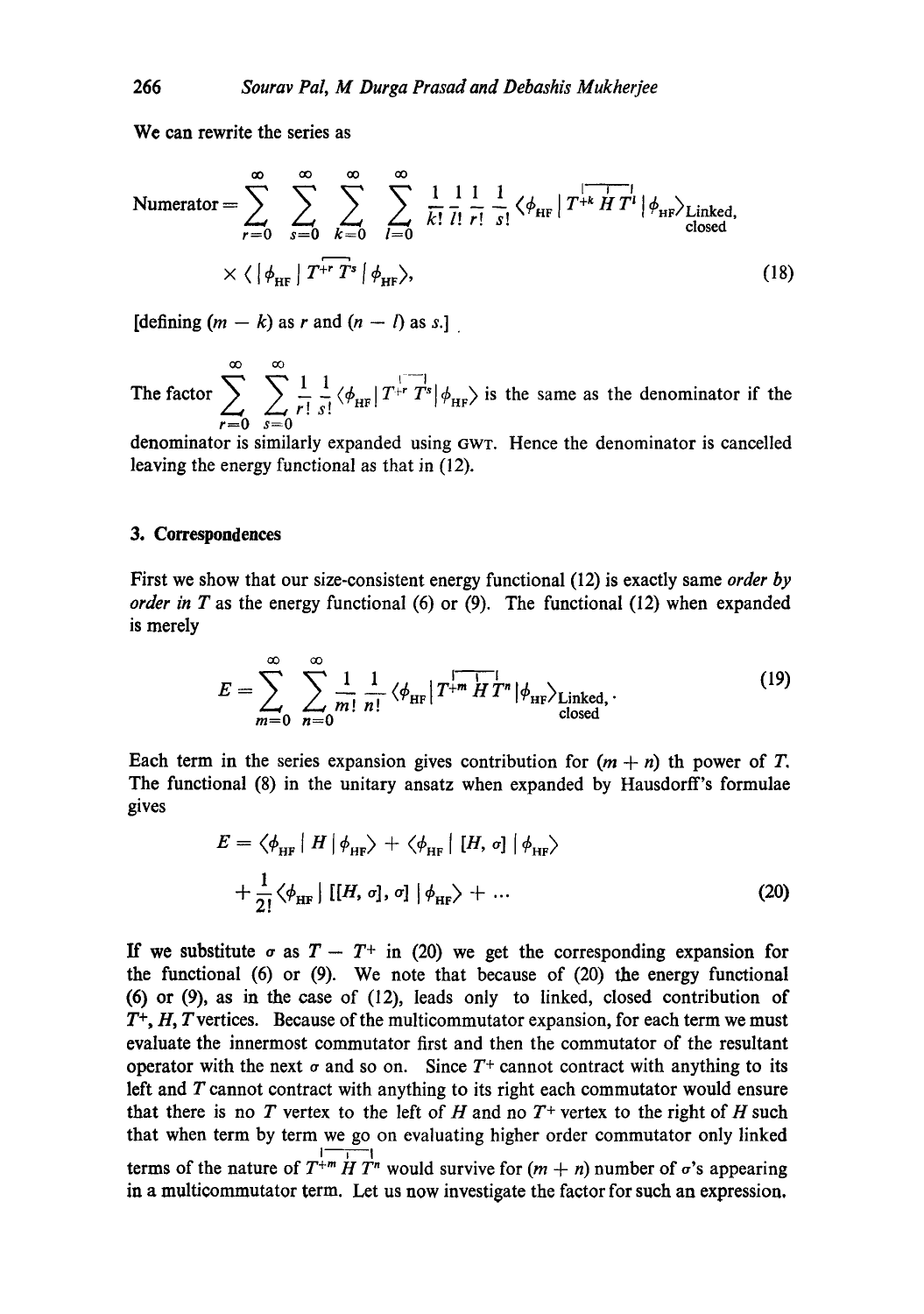We can rewrite the series as

$$\text{Numerator} = \sum_{r=0}^{\infty} \sum_{s=0}^{\infty} \sum_{k=0}^{\infty} \sum_{l=0}^{\infty} \frac{1}{k!}\frac{1}{l!}\frac{1}{r!}\frac{1}{s!} \langle \phi_{\text{HF}} | T^{+k} H T^{l} | \phi_{\text{HF}} \rangle_{\substack{\text{Linked,}\\ \text{closed}}}$$

$$\times \langle | \phi_{\text{HF}} | T^{+r} T^{s} | \phi_{\text{HF}} \rangle, \tag{18}$$

[defining $(m - k)$ as $r$ and $(n - l)$ as $s$.]

The factor $\sum_{r=0}^{\infty} \sum_{s=0}^{\infty} \frac{1}{r!}\frac{1}{s!} \langle \phi_{\text{HF}} | T^{+r} T^{s} | \phi_{\text{HF}} \rangle$ is the same as the denominator if the denominator is similarly expanded using GWT. Hence the denominator is cancelled leaving the energy functional as that in (12).

## 3. Correspondences

First we show that our size-consistent energy functional (12) is exactly same *order by order in T* as the energy functional (6) or (9). The functional (12) when expanded is merely

$$E = \sum_{m=0}^{\infty} \sum_{n=0}^{\infty} \frac{1}{m!}\frac{1}{n!} \langle \phi_{\text{HF}} | T^{+m} H T^{n} | \phi_{\text{HF}} \rangle_{\substack{\text{Linked,}\\ \text{closed}}} \cdot \tag{19}$$

Each term in the series expansion gives contribution for $(m + n)$ th power of $T$. The functional (8) in the unitary ansatz when expanded by Hausdorff's formulae gives

$$E = \langle \phi_{\text{HF}} | H | \phi_{\text{HF}} \rangle + \langle \phi_{\text{HF}} | [H, \sigma] | \phi_{\text{HF}} \rangle$$

$$+ \frac{1}{2!} \langle \phi_{\text{HF}} | [[H, \sigma], \sigma] | \phi_{\text{HF}} \rangle + \ldots \tag{20}$$

If we substitute $\sigma$ as $T - T^{+}$ in (20) we get the corresponding expansion for the functional (6) or (9). We note that because of (20) the energy functional (6) or (9), as in the case of (12), leads only to linked, closed contribution of $T^{+}$, $H$, $T$ vertices. Because of the multicommutator expansion, for each term we must evaluate the innermost commutator first and then the commutator of the resultant operator with the next $\sigma$ and so on. Since $T^{+}$ cannot contract with anything to its left and $T$ cannot contract with anything to its right each commutator would ensure that there is no $T$ vertex to the left of $H$ and no $T^{+}$ vertex to the right of $H$ such that when term by term we go on evaluating higher order commutator only linked terms of the nature of $T^{+m} H T^{n}$ would survive for $(m + n)$ number of $\sigma$'s appearing in a multicommutator term. Let us now investigate the factor for such an expression.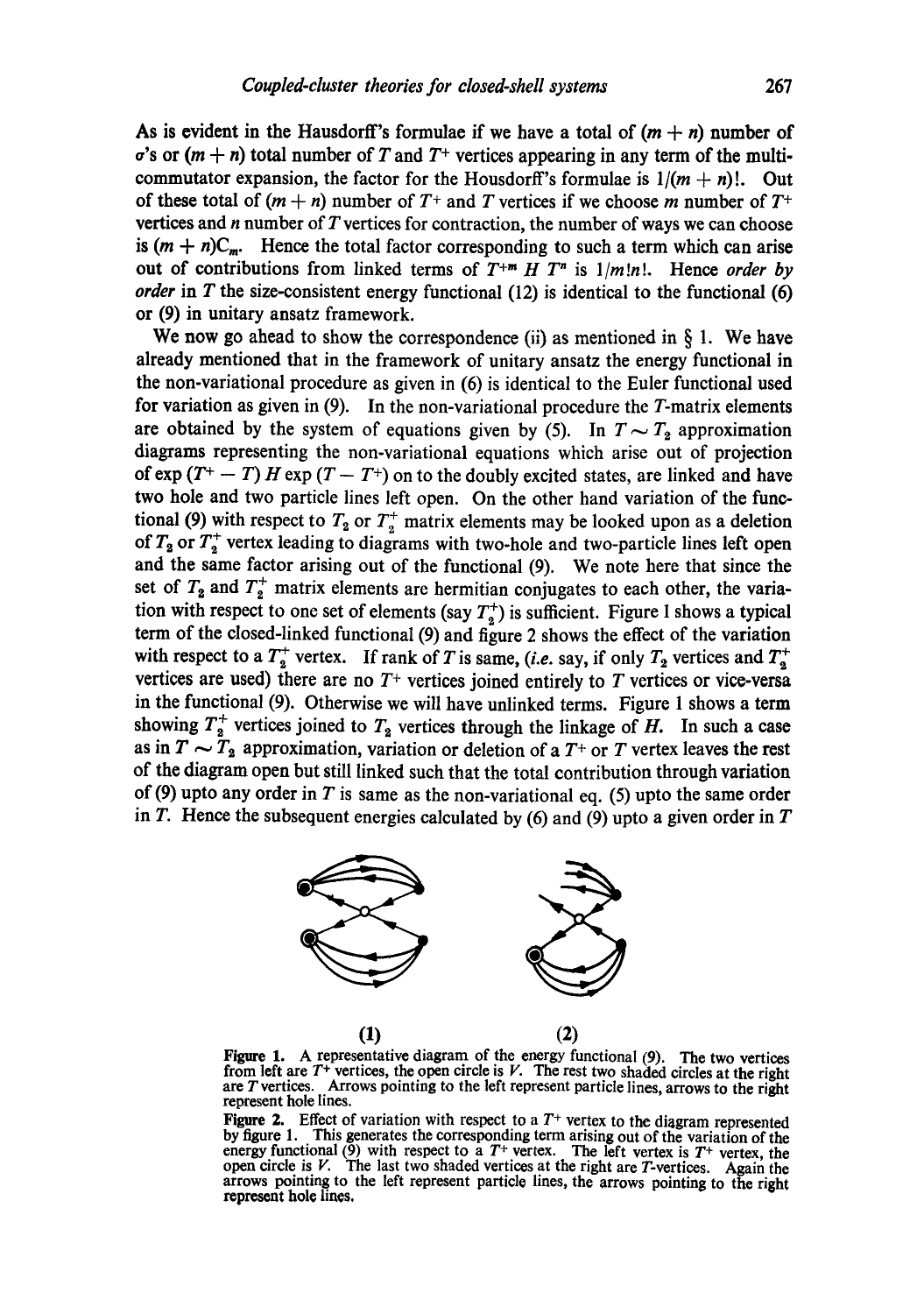As is evident in the Hausdorff's formulae if we have a total of $(m + n)$ number of $\sigma$'s or $(m + n)$ total number of $T$ and $T^+$ vertices appearing in any term of the multi-commutator expansion, the factor for the Housdorff's formulae is $1/(m + n)!$. Out of these total of $(m + n)$ number of $T^+$ and $T$ vertices if we choose $m$ number of $T^+$ vertices and $n$ number of $T$ vertices for contraction, the number of ways we can choose is $(m + n)C_m$. Hence the total factor corresponding to such a term which can arise out of contributions from linked terms of $T^{+m} H T^n$ is $1/m!n!$. Hence *order by order* in $T$ the size-consistent energy functional (12) is identical to the functional (6) or (9) in unitary ansatz framework.

We now go ahead to show the correspondence (ii) as mentioned in § 1. We have already mentioned that in the framework of unitary ansatz the energy functional in the non-variational procedure as given in (6) is identical to the Euler functional used for variation as given in (9). In the non-variational procedure the $T$-matrix elements are obtained by the system of equations given by (5). In $T \sim T_2$ approximation diagrams representing the non-variational equations which arise out of projection of $\exp(T^+ - T) H \exp(T - T^+)$ on to the doubly excited states, are linked and have two hole and two particle lines left open. On the other hand variation of the functional (9) with respect to $T_2$ or $T_2^+$ matrix elements may be looked upon as a deletion of $T_2$ or $T_2^+$ vertex leading to diagrams with two-hole and two-particle lines left open and the same factor arising out of the functional (9). We note here that since the set of $T_2$ and $T_2^+$ matrix elements are hermitian conjugates to each other, the variation with respect to one set of elements (say $T_2^+$) is sufficient. Figure 1 shows a typical term of the closed-linked functional (9) and figure 2 shows the effect of the variation with respect to a $T_2^+$ vertex. If rank of $T$ is same, (*i.e.* say, if only $T_2$ vertices and $T_2^+$ vertices are used) there are no $T^+$ vertices joined entirely to $T$ vertices or vice-versa in the functional (9). Otherwise we will have unlinked terms. Figure 1 shows a term showing $T_2^+$ vertices joined to $T_2$ vertices through the linkage of $H$. In such a case as in $T \sim T_2$ approximation, variation or deletion of a $T^+$ or $T$ vertex leaves the rest of the diagram open but still linked such that the total contribution through variation of (9) upto any order in $T$ is same as the non-variational eq. (5) upto the same order in $T$. Hence the subsequent energies calculated by (6) and (9) upto a given order in $T$

(1) (2)

**Figure 1.** A representative diagram of the energy functional (9). The two vertices from left are $T^+$ vertices, the open circle is $V$. The rest two shaded circles at the right are $T$ vertices. Arrows pointing to the left represent particle lines, arrows to the right represent hole lines.

**Figure 2.** Effect of variation with respect to a $T^+$ vertex to the diagram represented by figure 1. This generates the corresponding term arising out of the variation of the energy functional (9) with respect to a $T^+$ vertex. The left vertex is $T^+$ vertex, the open circle is $V$. The last two shaded vertices at the right are $T$-vertices. Again the arrows pointing to the left represent particle lines, the arrows pointing to the right represent hole lines.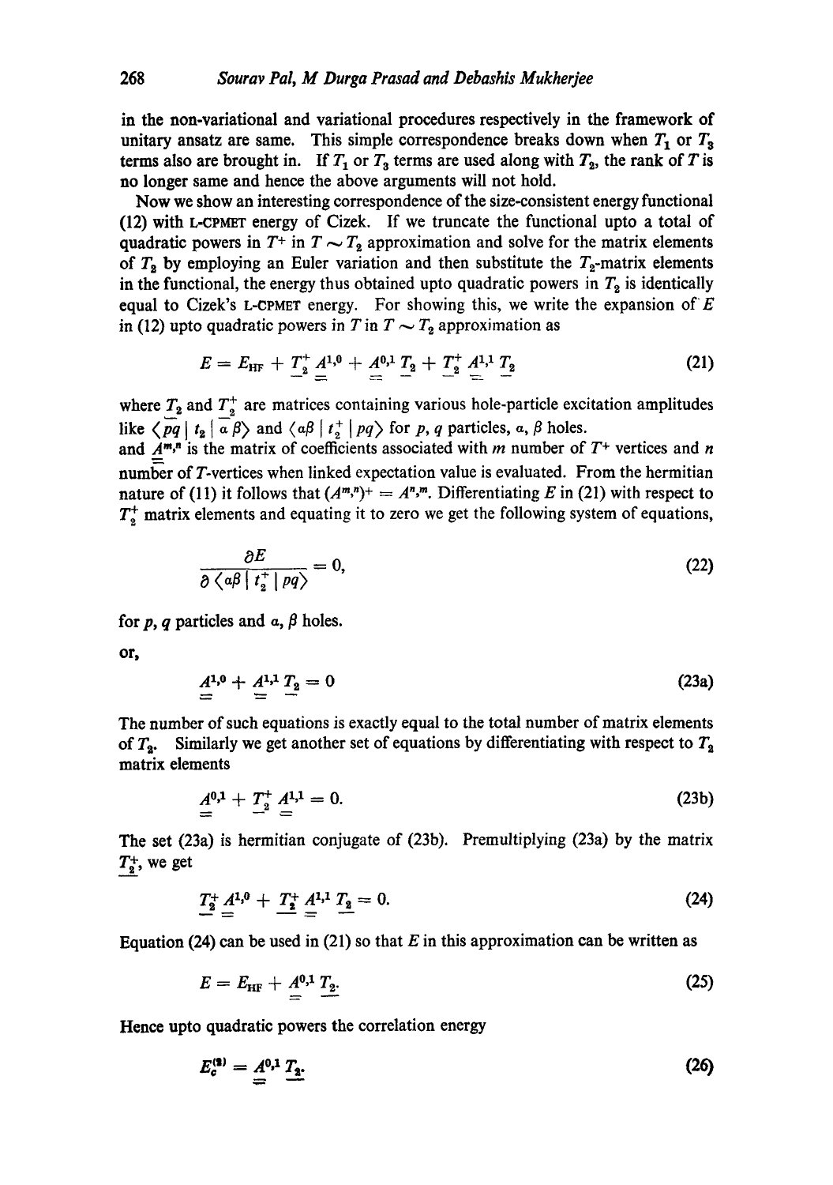in the non-variational and variational procedures respectively in the framework of unitary ansatz are same. This simple correspondence breaks down when $T_1$ or $T_3$ terms also are brought in. If $T_1$ or $T_3$ terms are used along with $T_2$, the rank of $T$ is no longer same and hence the above arguments will not hold.

Now we show an interesting correspondence of the size-consistent energy functional (12) with L-CPMET energy of Cizek. If we truncate the functional upto a total of quadratic powers in $T^+$ in $T \sim T_2$ approximation and solve for the matrix elements of $T_2$ by employing an Euler variation and then substitute the $T_2$-matrix elements in the functional, the energy thus obtained upto quadratic powers in $T_2$ is identically equal to Cizek's L-CPMET energy. For showing this, we write the expansion of $E$ in (12) upto quadratic powers in $T$ in $T \sim T_2$ approximation as

$$E = E_{\text{HF}} + \underline{T}_2^+ \underline{\underline{A}}^{1,0} + \underline{\underline{A}}^{0,1} \underline{T}_2 + \underline{T}_2^+ \underline{\underline{A}}^{1,1} \underline{T}_2 \tag{21}$$

where $\underline{T}_2$ and $\underline{T}_2^+$ are matrices containing various hole-particle excitation amplitudes like $\langle \widetilde{pq} \mid t_2 \mid \widetilde{\alpha\, \beta} \rangle$ and $\langle \alpha\beta \mid t_2^+ \mid pq \rangle$ for $p$, $q$ particles, $\alpha$, $\beta$ holes.

and $\underline{\underline{A}}^{m,n}$ is the matrix of coefficients associated with $m$ number of $T^+$ vertices and $n$ number of $T$-vertices when linked expectation value is evaluated. From the hermitian nature of (11) it follows that $(A^{m,n})^+ = A^{n,m}$. Differentiating $E$ in (21) with respect to $T_2^+$ matrix elements and equating it to zero we get the following system of equations,

$$\frac{\partial E}{\partial \langle \alpha\beta \mid t_2^+ \mid pq \rangle} = 0, \tag{22}$$

for $p$, $q$ particles and $\alpha$, $\beta$ holes.

or,

$$\underline{\underline{A}}^{1,0} + \underline{\underline{A}}^{1,1} \underline{T}_2 = 0 \tag{23a}$$

The number of such equations is exactly equal to the total number of matrix elements of $T_2$. Similarly we get another set of equations by differentiating with respect to $T_2$ matrix elements

$$\underline{\underline{A}}^{0,1} + \underline{T}_2^+ \underline{\underline{A}}^{1,1} = 0. \tag{23b}$$

The set (23a) is hermitian conjugate of (23b). Premultiplying (23a) by the matrix $\underline{T}_2^+$, we get

$$\underline{T}_2^+ \underline{\underline{A}}^{1,0} + \underline{T}_2^+ \underline{\underline{A}}^{1,1} \underline{T}_2 = 0. \tag{24}$$

Equation (24) can be used in (21) so that $E$ in this approximation can be written as

$$E = E_{\text{HF}} + \underline{\underline{A}}^{0,1} \underline{T}_2. \tag{25}$$

Hence upto quadratic powers the correlation energy

$$E_c^{(2)} = \underline{\underline{A}}^{0,1} \underline{T}_2. \tag{26}$$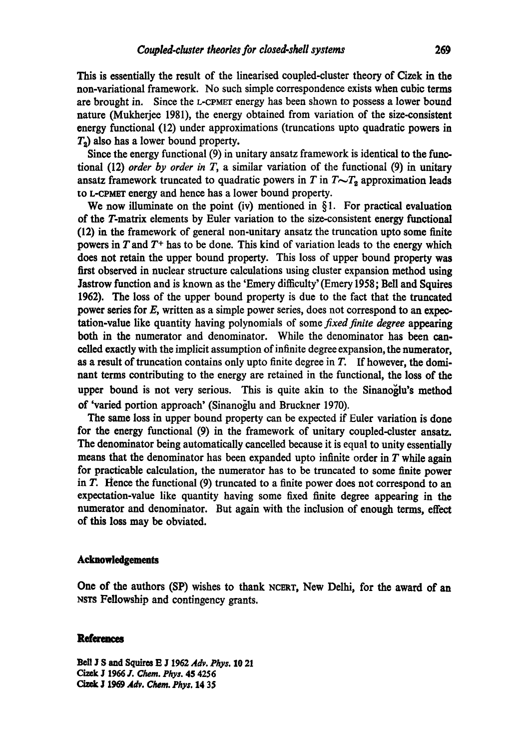This is essentially the result of the linearised coupled-cluster theory of Cizek in the non-variational framework. No such simple correspondence exists when cubic terms are brought in. Since the L-CPMET energy has been shown to possess a lower bound nature (Mukherjee 1981), the energy obtained from variation of the size-consistent energy functional (12) under approximations (truncations upto quadratic powers in $T_2$) also has a lower bound property.

Since the energy functional (9) in unitary ansatz framework is identical to the functional (12) *order by order in T*, a similar variation of the functional (9) in unitary ansatz framework truncated to quadratic powers in $T$ in $T \sim T_2$ approximation leads to L-CPMET energy and hence has a lower bound property.

We now illuminate on the point (iv) mentioned in § 1. For practical evaluation of the $T$-matrix elements by Euler variation to the size-consistent energy functional (12) in the framework of general non-unitary ansatz the truncation upto some finite powers in $T$ and $T^+$ has to be done. This kind of variation leads to the energy which does not retain the upper bound property. This loss of upper bound property was first observed in nuclear structure calculations using cluster expansion method using Jastrow function and is known as the 'Emery difficulty' (Emery 1958; Bell and Squires 1962). The loss of the upper bound property is due to the fact that the truncated power series for $E$, written as a simple power series, does not correspond to an expectation-value like quantity having polynomials of some *fixed finite degree* appearing both in the numerator and denominator. While the denominator has been cancelled exactly with the implicit assumption of infinite degree expansion, the numerator, as a result of truncation contains only upto finite degree in $T$. If however, the dominant terms contributing to the energy are retained in the functional, the loss of the upper bound is not very serious. This is quite akin to the Sinanoğlu's method of 'varied portion approach' (Sinanoğlu and Bruckner 1970).

The same loss in upper bound property can be expected if Euler variation is done for the energy functional (9) in the framework of unitary coupled-cluster ansatz. The denominator being automatically cancelled because it is equal to unity essentially means that the denominator has been expanded upto infinite order in $T$ while again for practicable calculation, the numerator has to be truncated to some finite power in $T$. Hence the functional (9) truncated to a finite power does not correspond to an expectation-value like quantity having some fixed finite degree appearing in the numerator and denominator. But again with the inclusion of enough terms, effect of this loss may be obviated.

## Acknowledgements

One of the authors (SP) wishes to thank NCERT, New Delhi, for the award of an NSTS Fellowship and contingency grants.

## References

Bell J S and Squires E J 1962 *Adv. Phys.* **10** 21
Cizek J 1966 *J. Chem. Phys.* **45** 4256
Cizek J 1969 *Adv. Chem. Phys.* **14** 35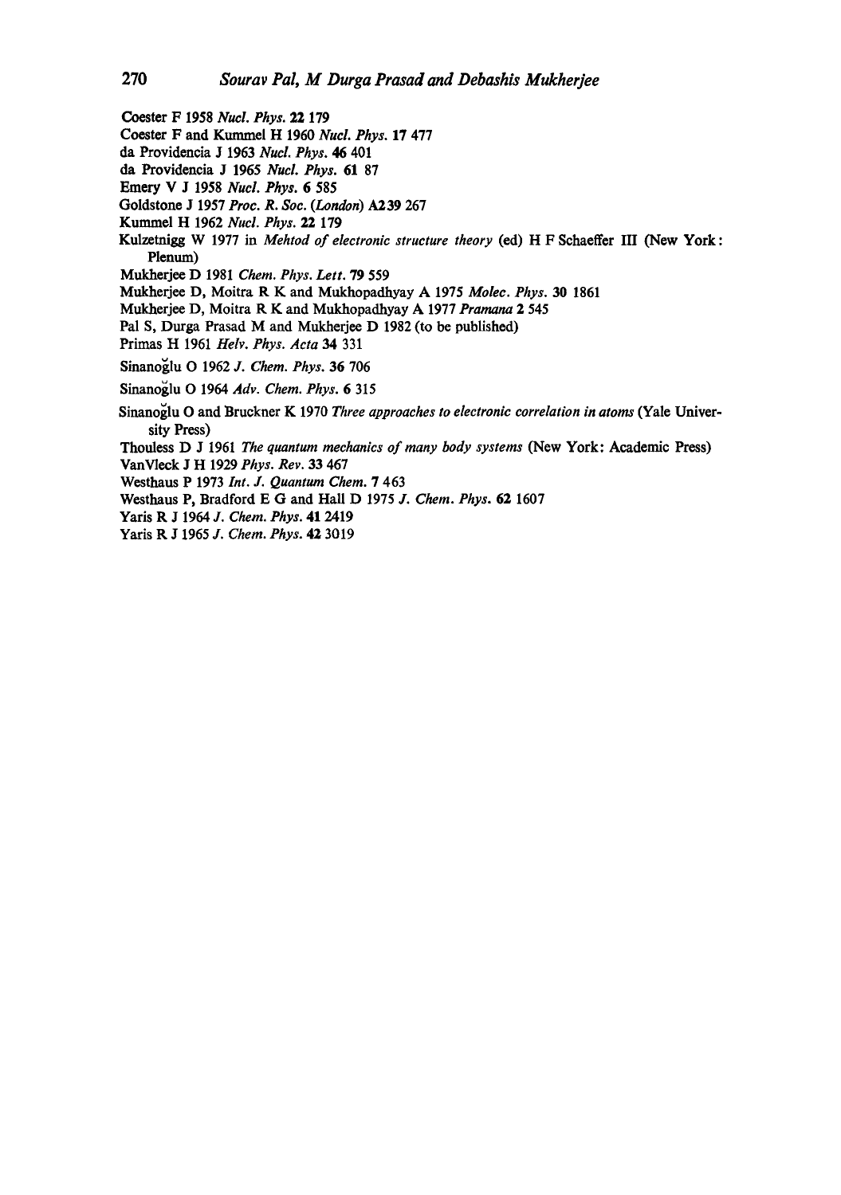Coester F 1958 *Nucl. Phys.* **22** 179

Coester F and Kummel H 1960 *Nucl. Phys.* **17** 477

da Providencia J 1963 *Nucl. Phys.* **46** 401

da Providencia J 1965 *Nucl. Phys.* **61** 87

Emery V J 1958 *Nucl. Phys.* **6** 585

Goldstone J 1957 *Proc. R. Soc. (London)* **A239** 267

Kummel H 1962 *Nucl. Phys.* **22** 179

Kulzetnigg W 1977 in *Mehtod of electronic structure theory* (ed) H F Schaeffer III (New York: Plenum)

Mukherjee D 1981 *Chem. Phys. Lett.* **79** 559

Mukherjee D, Moitra R K and Mukhopadhyay A 1975 *Molec. Phys.* **30** 1861

Mukherjee D, Moitra R K and Mukhopadhyay A 1977 *Pramana* **2** 545

Pal S, Durga Prasad M and Mukherjee D 1982 (to be published)

Primas H 1961 *Helv. Phys. Acta* **34** 331

Sinanoğlu O 1962 *J. Chem. Phys.* **36** 706

Sinanoğlu O 1964 *Adv. Chem. Phys.* **6** 315

Sinanoğlu O and Bruckner K 1970 *Three approaches to electronic correlation in atoms* (Yale University Press)

Thouless D J 1961 *The quantum mechanics of many body systems* (New York: Academic Press)

VanVleck J H 1929 *Phys. Rev.* **33** 467

Westhaus P 1973 *Int. J. Quantum Chem.* **7** 463

Westhaus P, Bradford E G and Hall D 1975 *J. Chem. Phys.* **62** 1607

Yaris R J 1964 *J. Chem. Phys.* **41** 2419

Yaris R J 1965 *J. Chem. Phys.* **42** 3019